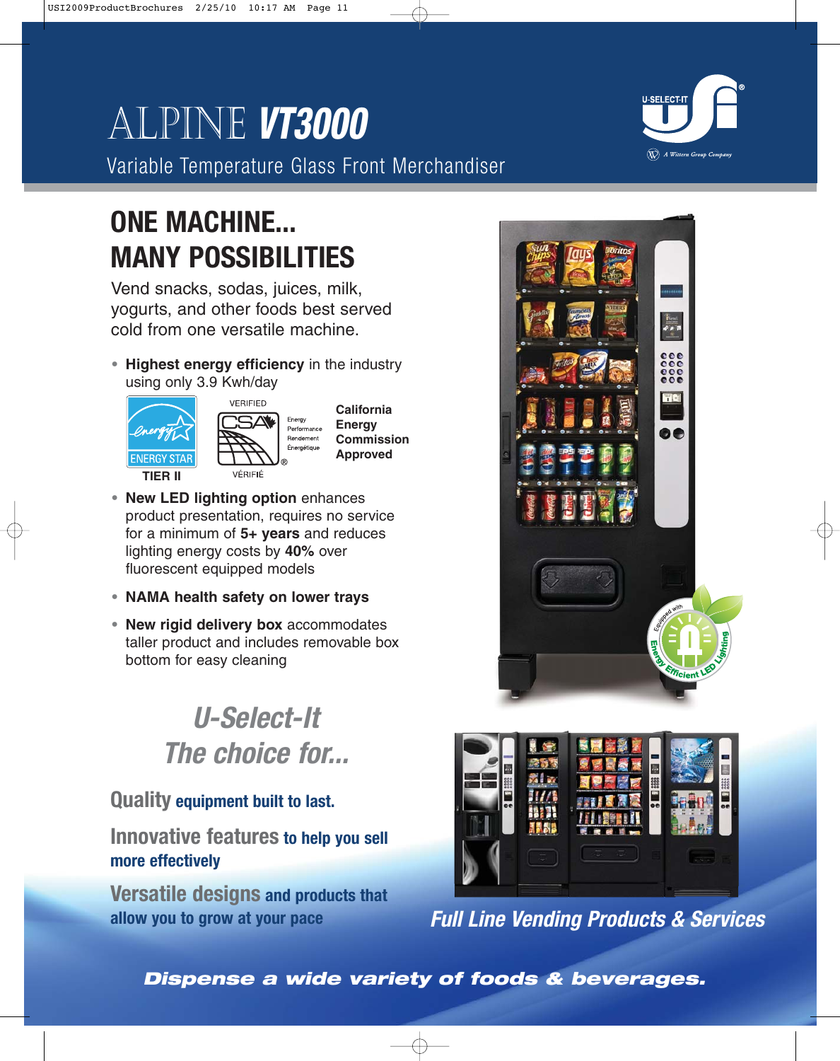# ALPINE *VT3000*

Variable Temperature Glass Front Merchandiser

## ONE MACHINE... MANY POSSIBILITIES

Vend snacks, sodas, juices, milk, yogurts, and other foods best served cold from one versatile machine.

- **Highest energy efficiency** in the industry using only 3.9 Kwh/day

ENERGY STAR TIER II

VERIFIED CSA Energy Performance Rendement Énergétique VÉRIFIÉ

**California Energy Commission Approved**

- **New LED lighting option** enhances product presentation, requires no service for a minimum of **5+ years** and reduces lighting energy costs by **40%** over fluorescent equipped models
- **NAMA health safety on lower trays**
- **New rigid delivery box** accommodates taller product and includes removable box bottom for easy cleaning

Equipped with Energy Efficient LED Lighting

## *U-Select-It The choice for...*

**Quality equipment built to last.**

**Innovative features to help you sell more effectively**

**Versatile designs and products that allow you to grow at your pace**

***Full Line Vending Products & Services***

***Dispense a wide variety of foods & beverages.***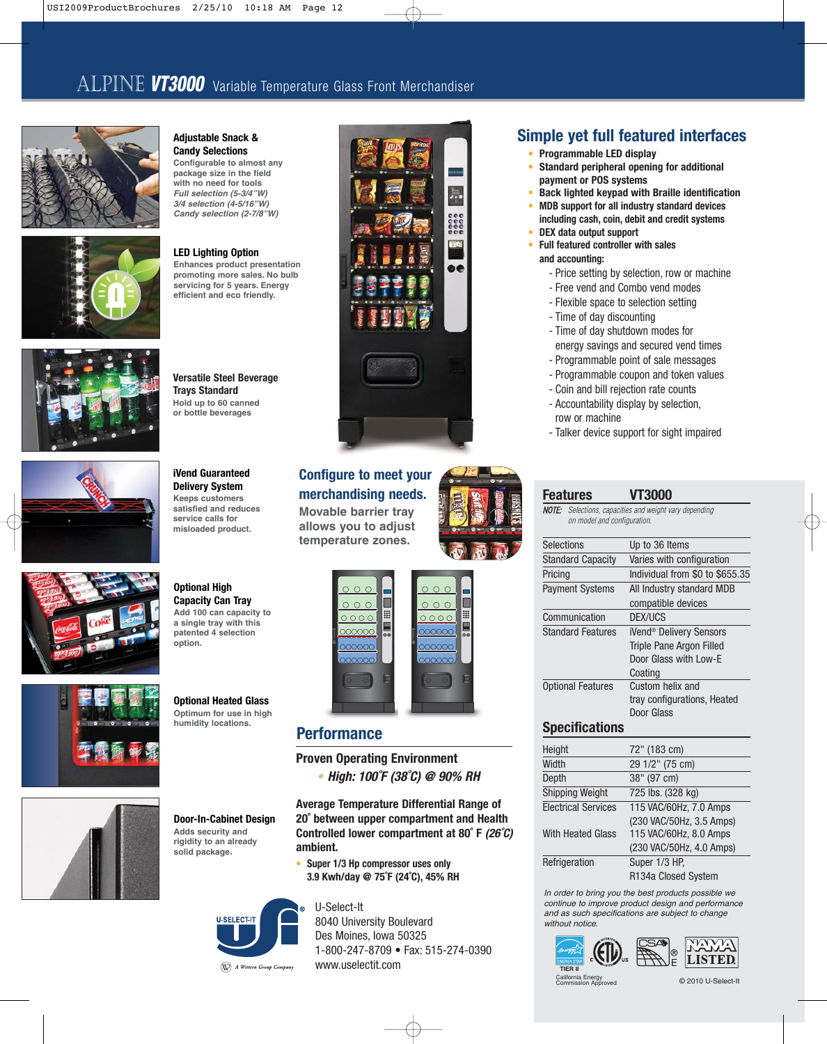# ALPINE VT3000 Variable Temperature Glass Front Merchandiser

**Adjustable Snack & Candy Selections**
Configurable to almost any package size in the field with no need for tools
*Full selection (5-3/4"W)*
*3/4 selection (4-5/16"W)*
*Candy selection (2-7/8"W)*

**LED Lighting Option**
Enhances product presentation promoting more sales. No bulb servicing for 5 years. Energy efficient and eco friendly.

**Versatile Steel Beverage Trays Standard**
Hold up to 60 canned or bottle beverages

**iVend Guaranteed Delivery System**
Keeps customers satisfied and reduces service calls for misloaded product.

**Optional High Capacity Can Tray**
Add 100 can capacity to a single tray with this patented 4 selection option.

**Optional Heated Glass**
Optimum for use in high humidity locations.

**Door-In-Cabinet Design**
Adds security and rigidity to an already solid package.

## Configure to meet your merchandising needs.

Movable barrier tray allows you to adjust temperature zones.

## Performance

**Proven Operating Environment**

- ***High: 100˚F (38˚C) @ 90% RH***

**Average Temperature Differential Range of 20˚ between upper compartment and Health Controlled lower compartment at 80˚ F *(26˚C)* ambient.**

- **Super 1/3 Hp compressor uses only 3.9 Kwh/day @ 75˚F (24˚C), 45% RH**

## Simple yet full featured interfaces

- **Programmable LED display**
- **Standard peripheral opening for additional payment or POS systems**
- **Back lighted keypad with Braille identification**
- **MDB support for all industry standard devices including cash, coin, debit and credit systems**
- **DEX data output support**
- **Full featured controller with sales and accounting:**
  - Price setting by selection, row or machine
  - Free vend and Combo vend modes
  - Flexible space to selection setting
  - Time of day discounting
  - Time of day shutdown modes for energy savings and secured vend times
  - Programmable point of sale messages
  - Programmable coupon and token values
  - Coin and bill rejection rate counts
  - Accountability display by selection, row or machine
  - Talker device support for sight impaired

## Features — VT3000

*NOTE: Selections, capacities and weight vary depending on model and configuration.*

| | |
|---|---|
| Selections | Up to 36 Items |
| Standard Capacity | Varies with configuration |
| Pricing | Individual from $0 to $655.35 |
| Payment Systems | All Industry standard MDB compatible devices |
| Communication | DEX/UCS |
| Standard Features | iVend® Delivery Sensors Triple Pane Argon Filled Door Glass with Low-E Coating |
| Optional Features | Custom helix and tray configurations, Heated Door Glass |

## Specifications

| | |
|---|---|
| Height | 72" (183 cm) |
| Width | 29 1/2" (75 cm) |
| Depth | 38" (97 cm) |
| Shipping Weight | 725 lbs. (328 kg) |
| Electrical Services | 115 VAC/60Hz, 7.0 Amps (230 VAC/50Hz, 3.5 Amps) |
| With Heated Glass | 115 VAC/60Hz, 8.0 Amps (230 VAC/50Hz, 4.0 Amps) |
| Refrigeration | Super 1/3 HP, R134a Closed System |

*In order to bring you the best products possible we continue to improve product design and performance and as such specifications are subject to change without notice.*

TIER II
California Energy Commission Approved

U-Select-It
8040 University Boulevard
Des Moines, Iowa 50325
1-800-247-8709 • Fax: 515-274-0390
www.uselectit.com

A Wittern Group Company

© 2010 U-Select-It